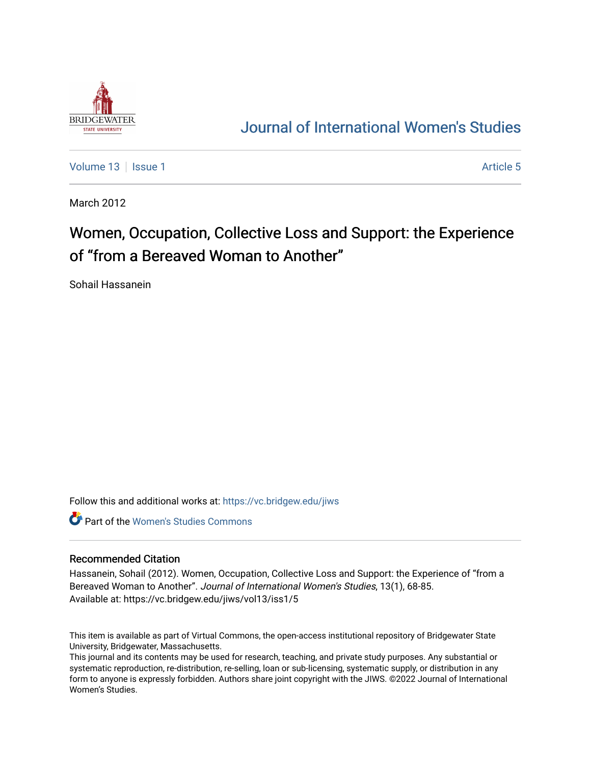# Journal of International Women's Studies

Volume 13 | Issue 1 | Article 5

March 2012

## Women, Occupation, Collective Loss and Support: the Experience of "from a Bereaved Woman to Another"

Sohail Hassanein

Follow this and additional works at: https://vc.bridgew.edu/jiws

Part of the Women's Studies Commons

### Recommended Citation

Hassanein, Sohail (2012). Women, Occupation, Collective Loss and Support: the Experience of "from a Bereaved Woman to Another". *Journal of International Women's Studies*, 13(1), 68-85.
Available at: https://vc.bridgew.edu/jiws/vol13/iss1/5

This item is available as part of Virtual Commons, the open-access institutional repository of Bridgewater State University, Bridgewater, Massachusetts.
This journal and its contents may be used for research, teaching, and private study purposes. Any substantial or systematic reproduction, re-distribution, re-selling, loan or sub-licensing, systematic supply, or distribution in any form to anyone is expressly forbidden. Authors share joint copyright with the JIWS. ©2022 Journal of International Women's Studies.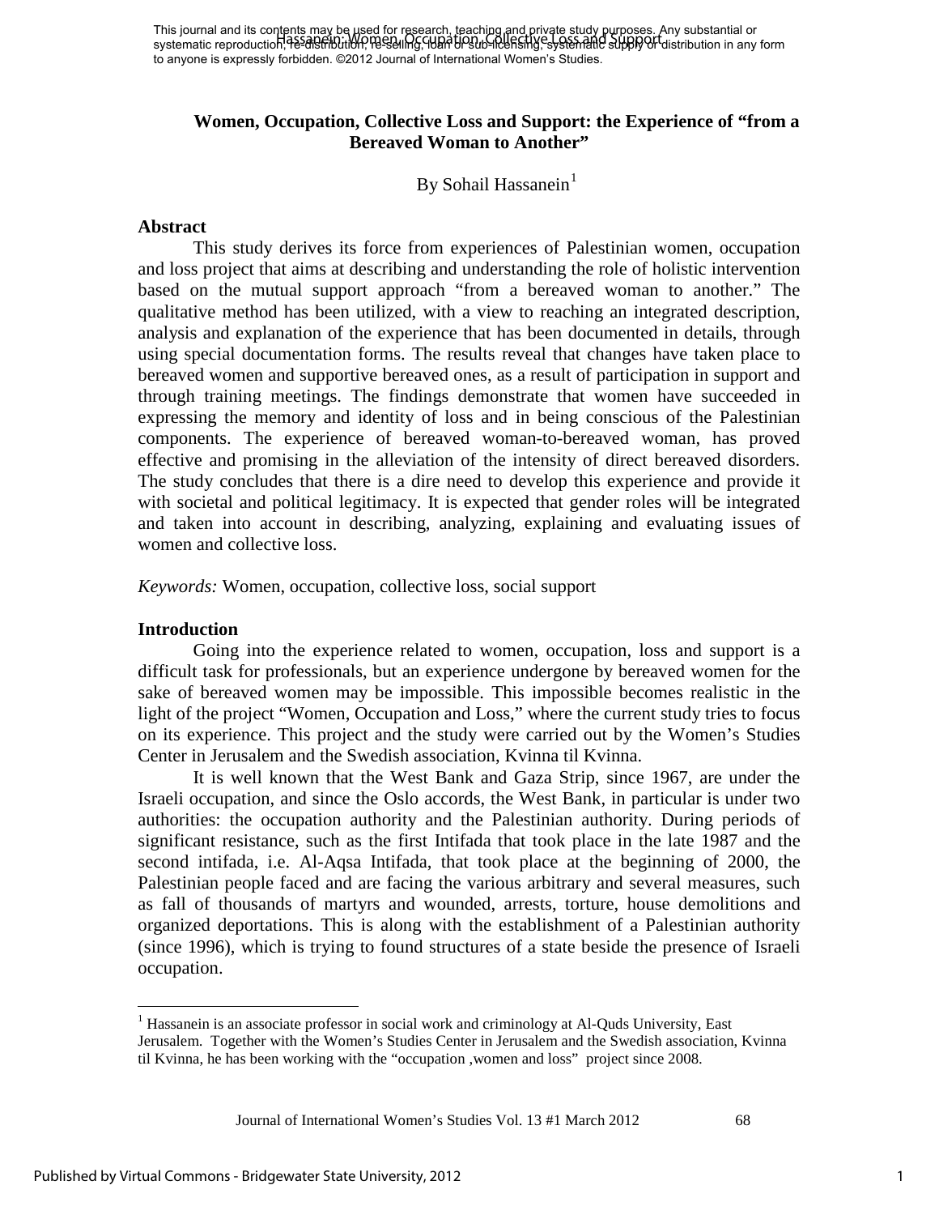# Women, Occupation, Collective Loss and Support: the Experience of "from a Bereaved Woman to Another"

By Sohail Hassanein[1]

## Abstract

This study derives its force from experiences of Palestinian women, occupation and loss project that aims at describing and understanding the role of holistic intervention based on the mutual support approach "from a bereaved woman to another." The qualitative method has been utilized, with a view to reaching an integrated description, analysis and explanation of the experience that has been documented in details, through using special documentation forms. The results reveal that changes have taken place to bereaved women and supportive bereaved ones, as a result of participation in support and through training meetings. The findings demonstrate that women have succeeded in expressing the memory and identity of loss and in being conscious of the Palestinian components. The experience of bereaved woman-to-bereaved woman, has proved effective and promising in the alleviation of the intensity of direct bereaved disorders. The study concludes that there is a dire need to develop this experience and provide it with societal and political legitimacy. It is expected that gender roles will be integrated and taken into account in describing, analyzing, explaining and evaluating issues of women and collective loss.

*Keywords:* Women, occupation, collective loss, social support

## Introduction

Going into the experience related to women, occupation, loss and support is a difficult task for professionals, but an experience undergone by bereaved women for the sake of bereaved women may be impossible. This impossible becomes realistic in the light of the project "Women, Occupation and Loss," where the current study tries to focus on its experience. This project and the study were carried out by the Women's Studies Center in Jerusalem and the Swedish association, Kvinna til Kvinna.

It is well known that the West Bank and Gaza Strip, since 1967, are under the Israeli occupation, and since the Oslo accords, the West Bank, in particular is under two authorities: the occupation authority and the Palestinian authority. During periods of significant resistance, such as the first Intifada that took place in the late 1987 and the second intifada, i.e. Al-Aqsa Intifada, that took place at the beginning of 2000, the Palestinian people faced and are facing the various arbitrary and several measures, such as fall of thousands of martyrs and wounded, arrests, torture, house demolitions and organized deportations. This is along with the establishment of a Palestinian authority (since 1996), which is trying to found structures of a state beside the presence of Israeli occupation.

---

[1] Hassanein is an associate professor in social work and criminology at Al-Quds University, East Jerusalem. Together with the Women's Studies Center in Jerusalem and the Swedish association, Kvinna til Kvinna, he has been working with the "occupation ,women and loss" project since 2008.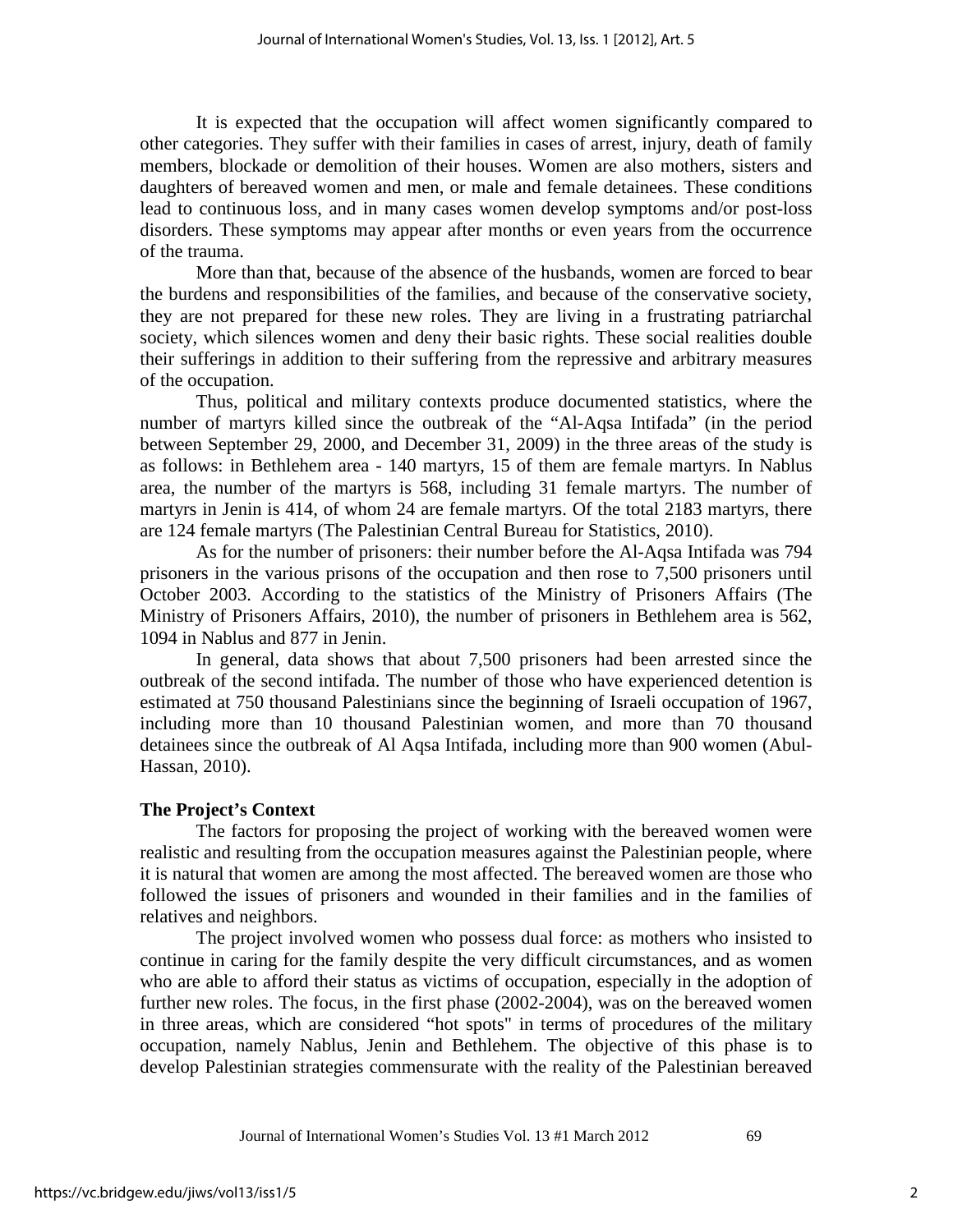It is expected that the occupation will affect women significantly compared to other categories. They suffer with their families in cases of arrest, injury, death of family members, blockade or demolition of their houses. Women are also mothers, sisters and daughters of bereaved women and men, or male and female detainees. These conditions lead to continuous loss, and in many cases women develop symptoms and/or post-loss disorders. These symptoms may appear after months or even years from the occurrence of the trauma.

More than that, because of the absence of the husbands, women are forced to bear the burdens and responsibilities of the families, and because of the conservative society, they are not prepared for these new roles. They are living in a frustrating patriarchal society, which silences women and deny their basic rights. These social realities double their sufferings in addition to their suffering from the repressive and arbitrary measures of the occupation.

Thus, political and military contexts produce documented statistics, where the number of martyrs killed since the outbreak of the "Al-Aqsa Intifada" (in the period between September 29, 2000, and December 31, 2009) in the three areas of the study is as follows: in Bethlehem area - 140 martyrs, 15 of them are female martyrs. In Nablus area, the number of the martyrs is 568, including 31 female martyrs. The number of martyrs in Jenin is 414, of whom 24 are female martyrs. Of the total 2183 martyrs, there are 124 female martyrs (The Palestinian Central Bureau for Statistics, 2010).

As for the number of prisoners: their number before the Al-Aqsa Intifada was 794 prisoners in the various prisons of the occupation and then rose to 7,500 prisoners until October 2003. According to the statistics of the Ministry of Prisoners Affairs (The Ministry of Prisoners Affairs, 2010), the number of prisoners in Bethlehem area is 562, 1094 in Nablus and 877 in Jenin.

In general, data shows that about 7,500 prisoners had been arrested since the outbreak of the second intifada. The number of those who have experienced detention is estimated at 750 thousand Palestinians since the beginning of Israeli occupation of 1967, including more than 10 thousand Palestinian women, and more than 70 thousand detainees since the outbreak of Al Aqsa Intifada, including more than 900 women (Abul-Hassan, 2010).

**The Project's Context**

The factors for proposing the project of working with the bereaved women were realistic and resulting from the occupation measures against the Palestinian people, where it is natural that women are among the most affected. The bereaved women are those who followed the issues of prisoners and wounded in their families and in the families of relatives and neighbors.

The project involved women who possess dual force: as mothers who insisted to continue in caring for the family despite the very difficult circumstances, and as women who are able to afford their status as victims of occupation, especially in the adoption of further new roles. The focus, in the first phase (2002-2004), was on the bereaved women in three areas, which are considered "hot spots" in terms of procedures of the military occupation, namely Nablus, Jenin and Bethlehem. The objective of this phase is to develop Palestinian strategies commensurate with the reality of the Palestinian bereaved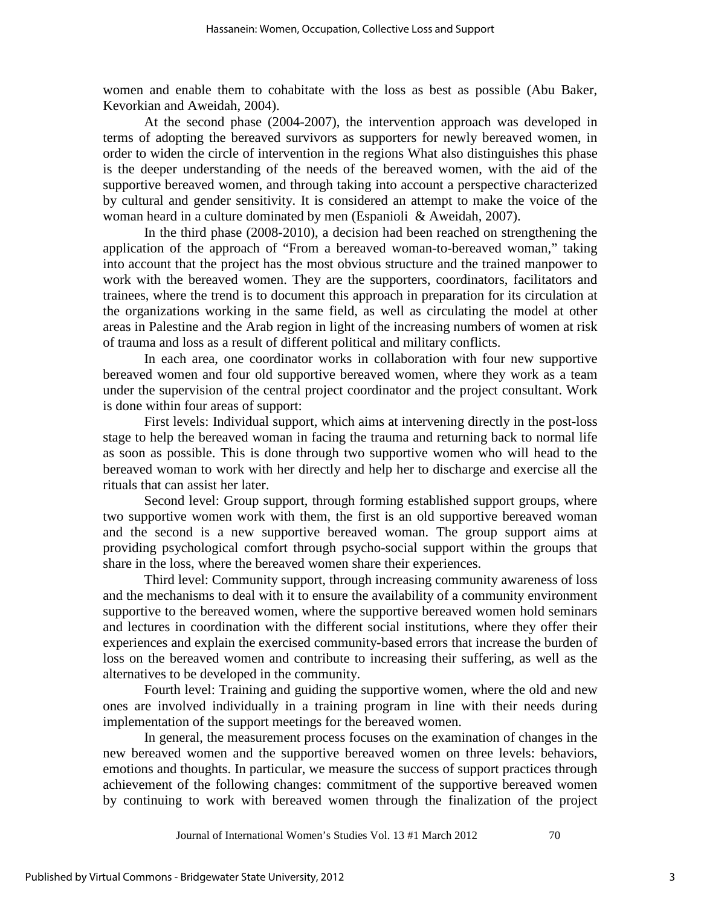women and enable them to cohabitate with the loss as best as possible (Abu Baker, Kevorkian and Aweidah, 2004).

At the second phase (2004-2007), the intervention approach was developed in terms of adopting the bereaved survivors as supporters for newly bereaved women, in order to widen the circle of intervention in the regions What also distinguishes this phase is the deeper understanding of the needs of the bereaved women, with the aid of the supportive bereaved women, and through taking into account a perspective characterized by cultural and gender sensitivity. It is considered an attempt to make the voice of the woman heard in a culture dominated by men (Espanioli & Aweidah, 2007).

In the third phase (2008-2010), a decision had been reached on strengthening the application of the approach of "From a bereaved woman-to-bereaved woman," taking into account that the project has the most obvious structure and the trained manpower to work with the bereaved women. They are the supporters, coordinators, facilitators and trainees, where the trend is to document this approach in preparation for its circulation at the organizations working in the same field, as well as circulating the model at other areas in Palestine and the Arab region in light of the increasing numbers of women at risk of trauma and loss as a result of different political and military conflicts.

In each area, one coordinator works in collaboration with four new supportive bereaved women and four old supportive bereaved women, where they work as a team under the supervision of the central project coordinator and the project consultant. Work is done within four areas of support:

First levels: Individual support, which aims at intervening directly in the post-loss stage to help the bereaved woman in facing the trauma and returning back to normal life as soon as possible. This is done through two supportive women who will head to the bereaved woman to work with her directly and help her to discharge and exercise all the rituals that can assist her later.

Second level: Group support, through forming established support groups, where two supportive women work with them, the first is an old supportive bereaved woman and the second is a new supportive bereaved woman. The group support aims at providing psychological comfort through psycho-social support within the groups that share in the loss, where the bereaved women share their experiences.

Third level: Community support, through increasing community awareness of loss and the mechanisms to deal with it to ensure the availability of a community environment supportive to the bereaved women, where the supportive bereaved women hold seminars and lectures in coordination with the different social institutions, where they offer their experiences and explain the exercised community-based errors that increase the burden of loss on the bereaved women and contribute to increasing their suffering, as well as the alternatives to be developed in the community.

Fourth level: Training and guiding the supportive women, where the old and new ones are involved individually in a training program in line with their needs during implementation of the support meetings for the bereaved women.

In general, the measurement process focuses on the examination of changes in the new bereaved women and the supportive bereaved women on three levels: behaviors, emotions and thoughts. In particular, we measure the success of support practices through achievement of the following changes: commitment of the supportive bereaved women by continuing to work with bereaved women through the finalization of the project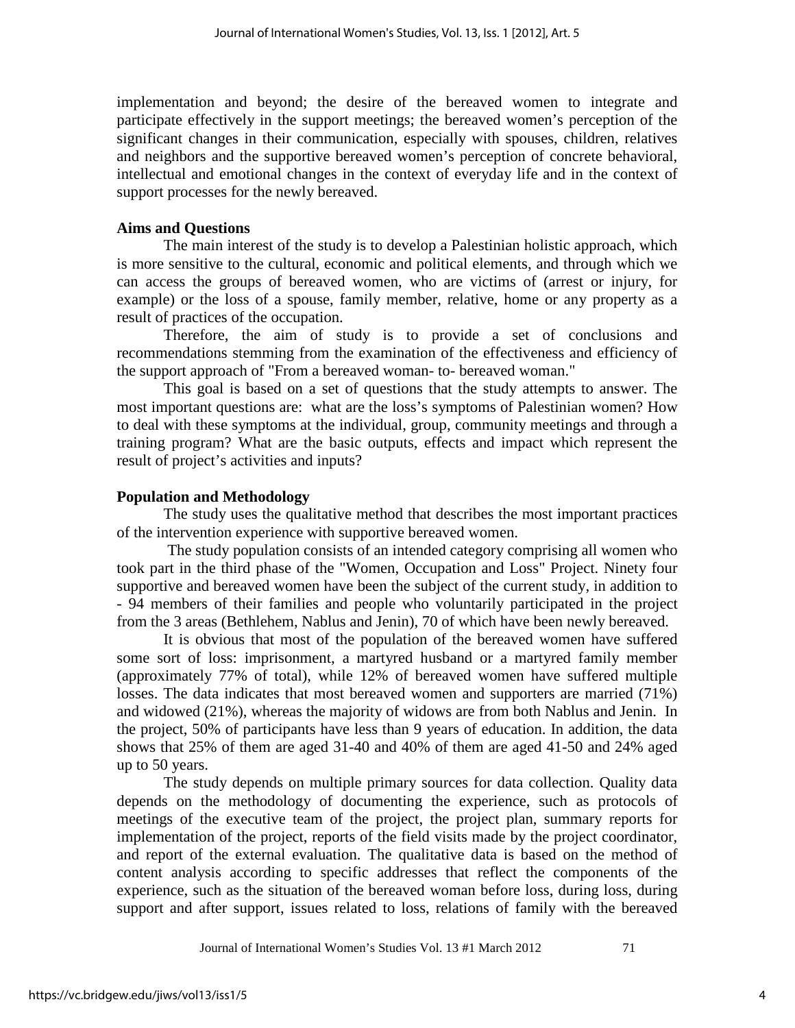implementation and beyond; the desire of the bereaved women to integrate and participate effectively in the support meetings; the bereaved women's perception of the significant changes in their communication, especially with spouses, children, relatives and neighbors and the supportive bereaved women's perception of concrete behavioral, intellectual and emotional changes in the context of everyday life and in the context of support processes for the newly bereaved.

**Aims and Questions**

The main interest of the study is to develop a Palestinian holistic approach, which is more sensitive to the cultural, economic and political elements, and through which we can access the groups of bereaved women, who are victims of (arrest or injury, for example) or the loss of a spouse, family member, relative, home or any property as a result of practices of the occupation.

Therefore, the aim of study is to provide a set of conclusions and recommendations stemming from the examination of the effectiveness and efficiency of the support approach of "From a bereaved woman- to- bereaved woman."

This goal is based on a set of questions that the study attempts to answer. The most important questions are: what are the loss's symptoms of Palestinian women? How to deal with these symptoms at the individual, group, community meetings and through a training program? What are the basic outputs, effects and impact which represent the result of project's activities and inputs?

**Population and Methodology**

The study uses the qualitative method that describes the most important practices of the intervention experience with supportive bereaved women.

The study population consists of an intended category comprising all women who took part in the third phase of the "Women, Occupation and Loss" Project. Ninety four supportive and bereaved women have been the subject of the current study, in addition to - 94 members of their families and people who voluntarily participated in the project from the 3 areas (Bethlehem, Nablus and Jenin), 70 of which have been newly bereaved.

It is obvious that most of the population of the bereaved women have suffered some sort of loss: imprisonment, a martyred husband or a martyred family member (approximately 77% of total), while 12% of bereaved women have suffered multiple losses. The data indicates that most bereaved women and supporters are married (71%) and widowed (21%), whereas the majority of widows are from both Nablus and Jenin. In the project, 50% of participants have less than 9 years of education. In addition, the data shows that 25% of them are aged 31-40 and 40% of them are aged 41-50 and 24% aged up to 50 years.

The study depends on multiple primary sources for data collection. Quality data depends on the methodology of documenting the experience, such as protocols of meetings of the executive team of the project, the project plan, summary reports for implementation of the project, reports of the field visits made by the project coordinator, and report of the external evaluation. The qualitative data is based on the method of content analysis according to specific addresses that reflect the components of the experience, such as the situation of the bereaved woman before loss, during loss, during support and after support, issues related to loss, relations of family with the bereaved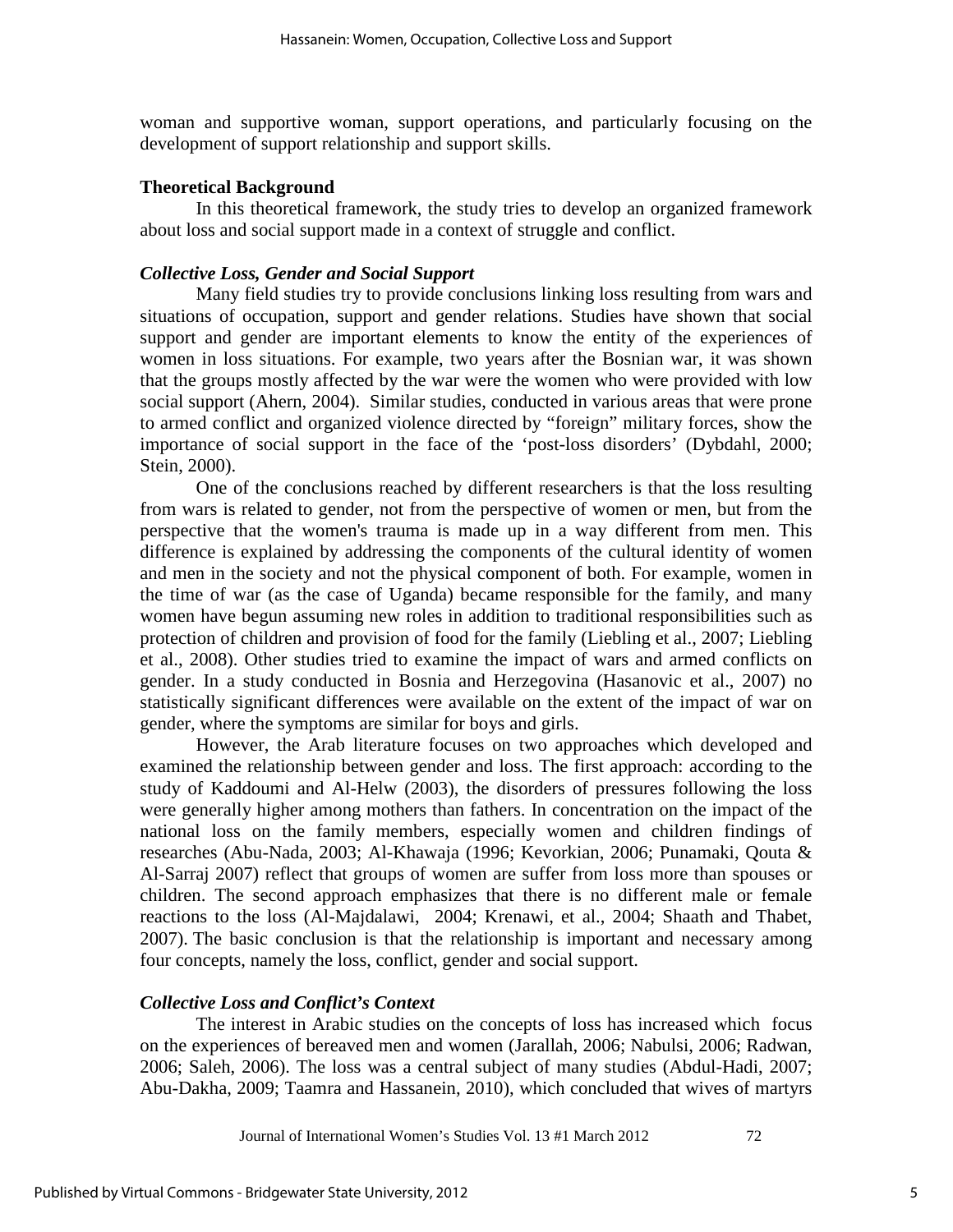woman and supportive woman, support operations, and particularly focusing on the development of support relationship and support skills.

**Theoretical Background**

In this theoretical framework, the study tries to develop an organized framework about loss and social support made in a context of struggle and conflict.

***Collective Loss, Gender and Social Support***

Many field studies try to provide conclusions linking loss resulting from wars and situations of occupation, support and gender relations. Studies have shown that social support and gender are important elements to know the entity of the experiences of women in loss situations. For example, two years after the Bosnian war, it was shown that the groups mostly affected by the war were the women who were provided with low social support (Ahern, 2004). Similar studies, conducted in various areas that were prone to armed conflict and organized violence directed by "foreign" military forces, show the importance of social support in the face of the 'post-loss disorders' (Dybdahl, 2000; Stein, 2000).

One of the conclusions reached by different researchers is that the loss resulting from wars is related to gender, not from the perspective of women or men, but from the perspective that the women's trauma is made up in a way different from men. This difference is explained by addressing the components of the cultural identity of women and men in the society and not the physical component of both. For example, women in the time of war (as the case of Uganda) became responsible for the family, and many women have begun assuming new roles in addition to traditional responsibilities such as protection of children and provision of food for the family (Liebling et al., 2007; Liebling et al., 2008). Other studies tried to examine the impact of wars and armed conflicts on gender. In a study conducted in Bosnia and Herzegovina (Hasanovic et al., 2007) no statistically significant differences were available on the extent of the impact of war on gender, where the symptoms are similar for boys and girls.

However, the Arab literature focuses on two approaches which developed and examined the relationship between gender and loss. The first approach: according to the study of Kaddoumi and Al-Helw (2003), the disorders of pressures following the loss were generally higher among mothers than fathers. In concentration on the impact of the national loss on the family members, especially women and children findings of researches (Abu-Nada, 2003; Al-Khawaja (1996; Kevorkian, 2006; Punamaki, Qouta & Al-Sarraj 2007) reflect that groups of women are suffer from loss more than spouses or children. The second approach emphasizes that there is no different male or female reactions to the loss (Al-Majdalawi, 2004; Krenawi, et al., 2004; Shaath and Thabet, 2007). The basic conclusion is that the relationship is important and necessary among four concepts, namely the loss, conflict, gender and social support.

***Collective Loss and Conflict's Context***

The interest in Arabic studies on the concepts of loss has increased which focus on the experiences of bereaved men and women (Jarallah, 2006; Nabulsi, 2006; Radwan, 2006; Saleh, 2006). The loss was a central subject of many studies (Abdul-Hadi, 2007; Abu-Dakha, 2009; Taamra and Hassanein, 2010), which concluded that wives of martyrs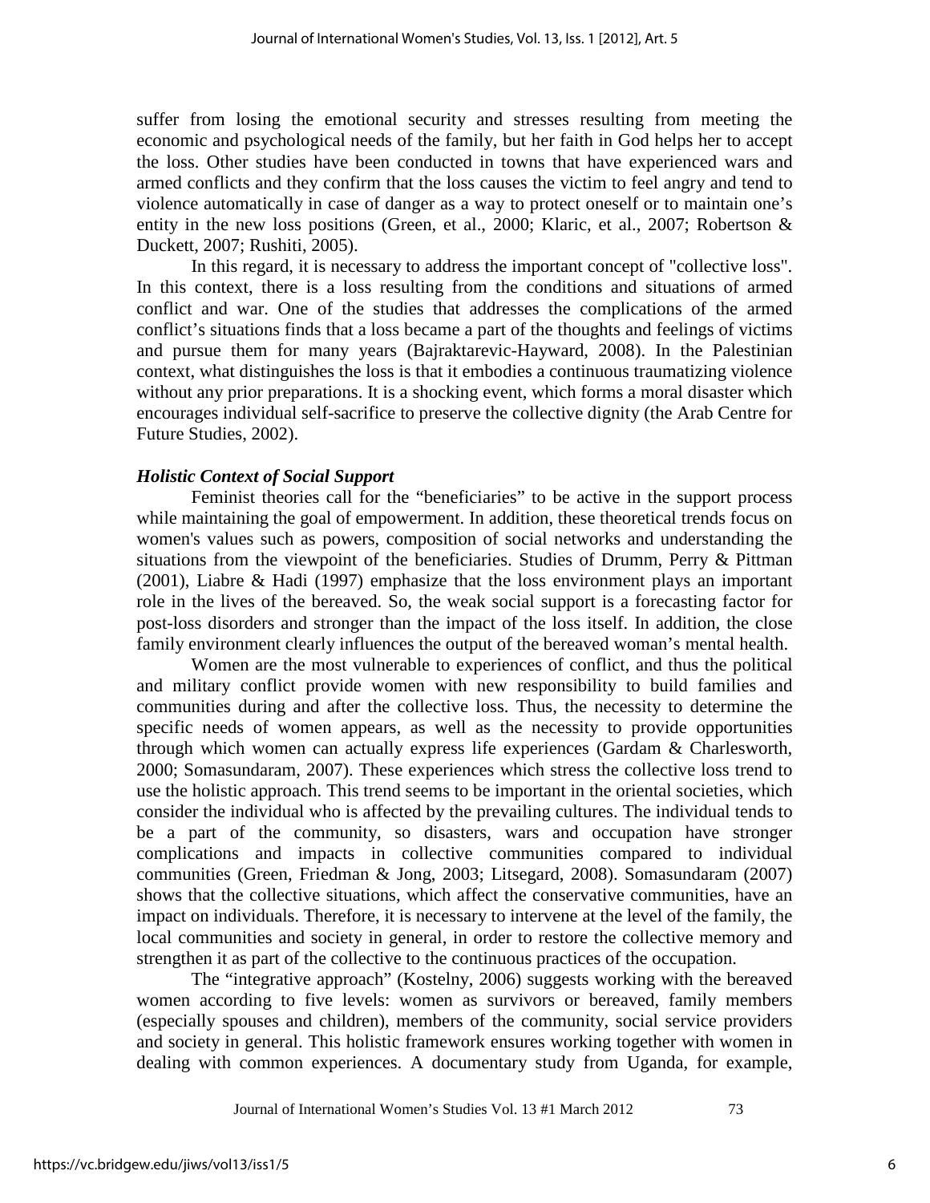suffer from losing the emotional security and stresses resulting from meeting the economic and psychological needs of the family, but her faith in God helps her to accept the loss. Other studies have been conducted in towns that have experienced wars and armed conflicts and they confirm that the loss causes the victim to feel angry and tend to violence automatically in case of danger as a way to protect oneself or to maintain one's entity in the new loss positions (Green, et al., 2000; Klaric, et al., 2007; Robertson & Duckett, 2007; Rushiti, 2005).

In this regard, it is necessary to address the important concept of "collective loss". In this context, there is a loss resulting from the conditions and situations of armed conflict and war. One of the studies that addresses the complications of the armed conflict's situations finds that a loss became a part of the thoughts and feelings of victims and pursue them for many years (Bajraktarevic-Hayward, 2008). In the Palestinian context, what distinguishes the loss is that it embodies a continuous traumatizing violence without any prior preparations. It is a shocking event, which forms a moral disaster which encourages individual self-sacrifice to preserve the collective dignity (the Arab Centre for Future Studies, 2002).

### *Holistic Context of Social Support*

Feminist theories call for the "beneficiaries" to be active in the support process while maintaining the goal of empowerment. In addition, these theoretical trends focus on women's values such as powers, composition of social networks and understanding the situations from the viewpoint of the beneficiaries. Studies of Drumm, Perry & Pittman (2001), Liabre & Hadi (1997) emphasize that the loss environment plays an important role in the lives of the bereaved. So, the weak social support is a forecasting factor for post-loss disorders and stronger than the impact of the loss itself. In addition, the close family environment clearly influences the output of the bereaved woman's mental health.

Women are the most vulnerable to experiences of conflict, and thus the political and military conflict provide women with new responsibility to build families and communities during and after the collective loss. Thus, the necessity to determine the specific needs of women appears, as well as the necessity to provide opportunities through which women can actually express life experiences (Gardam & Charlesworth, 2000; Somasundaram, 2007). These experiences which stress the collective loss trend to use the holistic approach. This trend seems to be important in the oriental societies, which consider the individual who is affected by the prevailing cultures. The individual tends to be a part of the community, so disasters, wars and occupation have stronger complications and impacts in collective communities compared to individual communities (Green, Friedman & Jong, 2003; Litsegard, 2008). Somasundaram (2007) shows that the collective situations, which affect the conservative communities, have an impact on individuals. Therefore, it is necessary to intervene at the level of the family, the local communities and society in general, in order to restore the collective memory and strengthen it as part of the collective to the continuous practices of the occupation.

The "integrative approach" (Kostelny, 2006) suggests working with the bereaved women according to five levels: women as survivors or bereaved, family members (especially spouses and children), members of the community, social service providers and society in general. This holistic framework ensures working together with women in dealing with common experiences. A documentary study from Uganda, for example,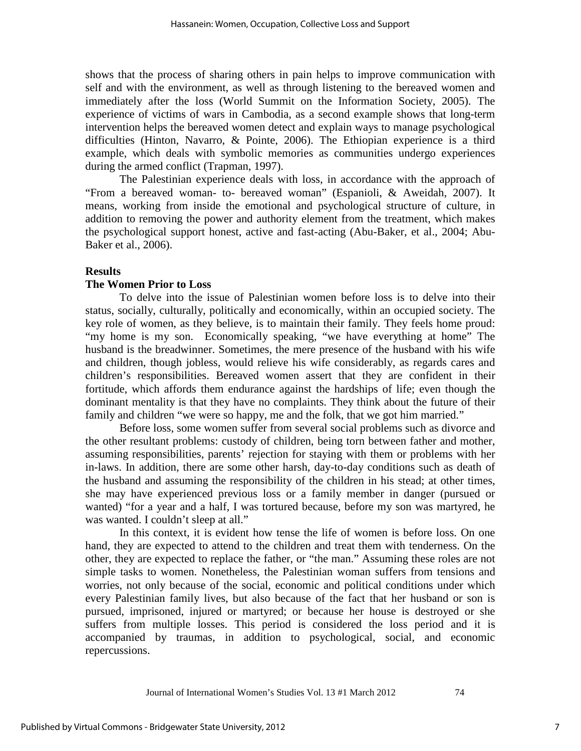shows that the process of sharing others in pain helps to improve communication with self and with the environment, as well as through listening to the bereaved women and immediately after the loss (World Summit on the Information Society, 2005). The experience of victims of wars in Cambodia, as a second example shows that long-term intervention helps the bereaved women detect and explain ways to manage psychological difficulties (Hinton, Navarro, & Pointe, 2006). The Ethiopian experience is a third example, which deals with symbolic memories as communities undergo experiences during the armed conflict (Trapman, 1997).

The Palestinian experience deals with loss, in accordance with the approach of "From a bereaved woman- to- bereaved woman" (Espanioli, & Aweidah, 2007). It means, working from inside the emotional and psychological structure of culture, in addition to removing the power and authority element from the treatment, which makes the psychological support honest, active and fast-acting (Abu-Baker, et al., 2004; Abu-Baker et al., 2006).

## Results

### The Women Prior to Loss

To delve into the issue of Palestinian women before loss is to delve into their status, socially, culturally, politically and economically, within an occupied society. The key role of women, as they believe, is to maintain their family. They feels home proud: "my home is my son. Economically speaking, "we have everything at home" The husband is the breadwinner. Sometimes, the mere presence of the husband with his wife and children, though jobless, would relieve his wife considerably, as regards cares and children's responsibilities. Bereaved women assert that they are confident in their fortitude, which affords them endurance against the hardships of life; even though the dominant mentality is that they have no complaints. They think about the future of their family and children "we were so happy, me and the folk, that we got him married."

Before loss, some women suffer from several social problems such as divorce and the other resultant problems: custody of children, being torn between father and mother, assuming responsibilities, parents' rejection for staying with them or problems with her in-laws. In addition, there are some other harsh, day-to-day conditions such as death of the husband and assuming the responsibility of the children in his stead; at other times, she may have experienced previous loss or a family member in danger (pursued or wanted) "for a year and a half, I was tortured because, before my son was martyred, he was wanted. I couldn't sleep at all."

In this context, it is evident how tense the life of women is before loss. On one hand, they are expected to attend to the children and treat them with tenderness. On the other, they are expected to replace the father, or "the man." Assuming these roles are not simple tasks to women. Nonetheless, the Palestinian woman suffers from tensions and worries, not only because of the social, economic and political conditions under which every Palestinian family lives, but also because of the fact that her husband or son is pursued, imprisoned, injured or martyred; or because her house is destroyed or she suffers from multiple losses. This period is considered the loss period and it is accompanied by traumas, in addition to psychological, social, and economic repercussions.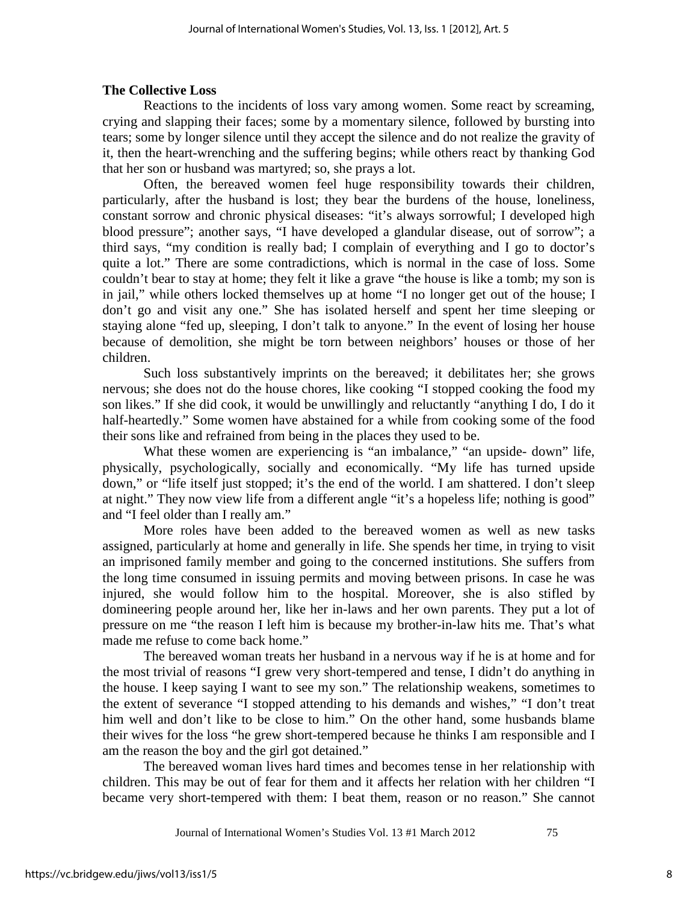**The Collective Loss**

Reactions to the incidents of loss vary among women. Some react by screaming, crying and slapping their faces; some by a momentary silence, followed by bursting into tears; some by longer silence until they accept the silence and do not realize the gravity of it, then the heart-wrenching and the suffering begins; while others react by thanking God that her son or husband was martyred; so, she prays a lot.

Often, the bereaved women feel huge responsibility towards their children, particularly, after the husband is lost; they bear the burdens of the house, loneliness, constant sorrow and chronic physical diseases: "it's always sorrowful; I developed high blood pressure"; another says, "I have developed a glandular disease, out of sorrow"; a third says, "my condition is really bad; I complain of everything and I go to doctor's quite a lot." There are some contradictions, which is normal in the case of loss. Some couldn't bear to stay at home; they felt it like a grave "the house is like a tomb; my son is in jail," while others locked themselves up at home "I no longer get out of the house; I don't go and visit any one." She has isolated herself and spent her time sleeping or staying alone "fed up, sleeping, I don't talk to anyone." In the event of losing her house because of demolition, she might be torn between neighbors' houses or those of her children.

Such loss substantively imprints on the bereaved; it debilitates her; she grows nervous; she does not do the house chores, like cooking "I stopped cooking the food my son likes." If she did cook, it would be unwillingly and reluctantly "anything I do, I do it half-heartedly." Some women have abstained for a while from cooking some of the food their sons like and refrained from being in the places they used to be.

What these women are experiencing is "an imbalance," "an upside- down" life, physically, psychologically, socially and economically. "My life has turned upside down," or "life itself just stopped; it's the end of the world. I am shattered. I don't sleep at night." They now view life from a different angle "it's a hopeless life; nothing is good" and "I feel older than I really am."

More roles have been added to the bereaved women as well as new tasks assigned, particularly at home and generally in life. She spends her time, in trying to visit an imprisoned family member and going to the concerned institutions. She suffers from the long time consumed in issuing permits and moving between prisons. In case he was injured, she would follow him to the hospital. Moreover, she is also stifled by domineering people around her, like her in-laws and her own parents. They put a lot of pressure on me "the reason I left him is because my brother-in-law hits me. That's what made me refuse to come back home."

The bereaved woman treats her husband in a nervous way if he is at home and for the most trivial of reasons "I grew very short-tempered and tense, I didn't do anything in the house. I keep saying I want to see my son." The relationship weakens, sometimes to the extent of severance "I stopped attending to his demands and wishes," "I don't treat him well and don't like to be close to him." On the other hand, some husbands blame their wives for the loss "he grew short-tempered because he thinks I am responsible and I am the reason the boy and the girl got detained."

The bereaved woman lives hard times and becomes tense in her relationship with children. This may be out of fear for them and it affects her relation with her children "I became very short-tempered with them: I beat them, reason or no reason." She cannot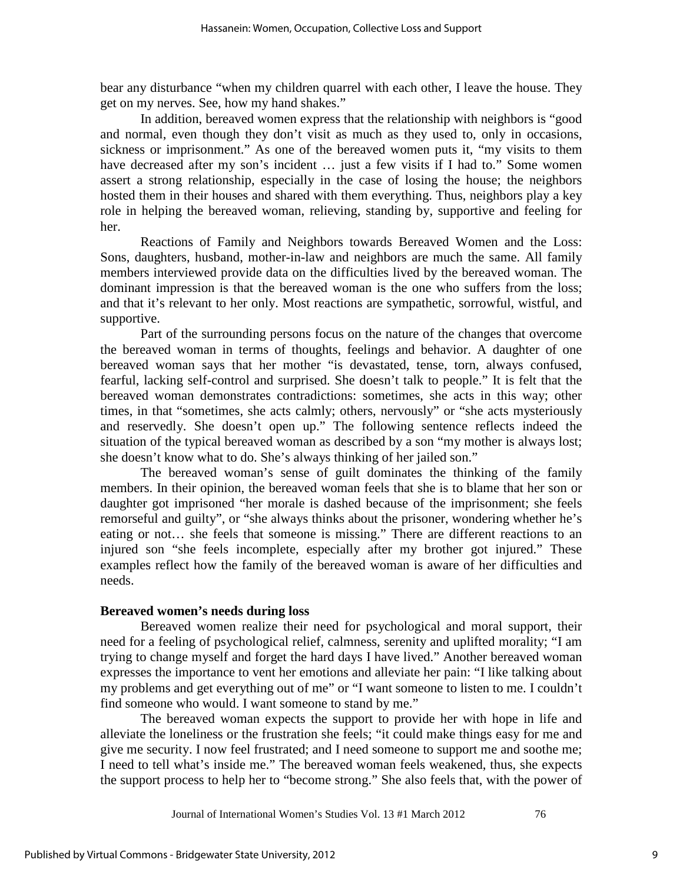bear any disturbance "when my children quarrel with each other, I leave the house. They get on my nerves. See, how my hand shakes."

In addition, bereaved women express that the relationship with neighbors is "good and normal, even though they don't visit as much as they used to, only in occasions, sickness or imprisonment." As one of the bereaved women puts it, "my visits to them have decreased after my son's incident … just a few visits if I had to." Some women assert a strong relationship, especially in the case of losing the house; the neighbors hosted them in their houses and shared with them everything. Thus, neighbors play a key role in helping the bereaved woman, relieving, standing by, supportive and feeling for her.

Reactions of Family and Neighbors towards Bereaved Women and the Loss: Sons, daughters, husband, mother-in-law and neighbors are much the same. All family members interviewed provide data on the difficulties lived by the bereaved woman. The dominant impression is that the bereaved woman is the one who suffers from the loss; and that it's relevant to her only. Most reactions are sympathetic, sorrowful, wistful, and supportive.

Part of the surrounding persons focus on the nature of the changes that overcome the bereaved woman in terms of thoughts, feelings and behavior. A daughter of one bereaved woman says that her mother "is devastated, tense, torn, always confused, fearful, lacking self-control and surprised. She doesn't talk to people." It is felt that the bereaved woman demonstrates contradictions: sometimes, she acts in this way; other times, in that "sometimes, she acts calmly; others, nervously" or "she acts mysteriously and reservedly. She doesn't open up." The following sentence reflects indeed the situation of the typical bereaved woman as described by a son "my mother is always lost; she doesn't know what to do. She's always thinking of her jailed son."

The bereaved woman's sense of guilt dominates the thinking of the family members. In their opinion, the bereaved woman feels that she is to blame that her son or daughter got imprisoned "her morale is dashed because of the imprisonment; she feels remorseful and guilty", or "she always thinks about the prisoner, wondering whether he's eating or not… she feels that someone is missing." There are different reactions to an injured son "she feels incomplete, especially after my brother got injured." These examples reflect how the family of the bereaved woman is aware of her difficulties and needs.

**Bereaved women's needs during loss**

Bereaved women realize their need for psychological and moral support, their need for a feeling of psychological relief, calmness, serenity and uplifted morality; "I am trying to change myself and forget the hard days I have lived." Another bereaved woman expresses the importance to vent her emotions and alleviate her pain: "I like talking about my problems and get everything out of me" or "I want someone to listen to me. I couldn't find someone who would. I want someone to stand by me."

The bereaved woman expects the support to provide her with hope in life and alleviate the loneliness or the frustration she feels; "it could make things easy for me and give me security. I now feel frustrated; and I need someone to support me and soothe me; I need to tell what's inside me." The bereaved woman feels weakened, thus, she expects the support process to help her to "become strong." She also feels that, with the power of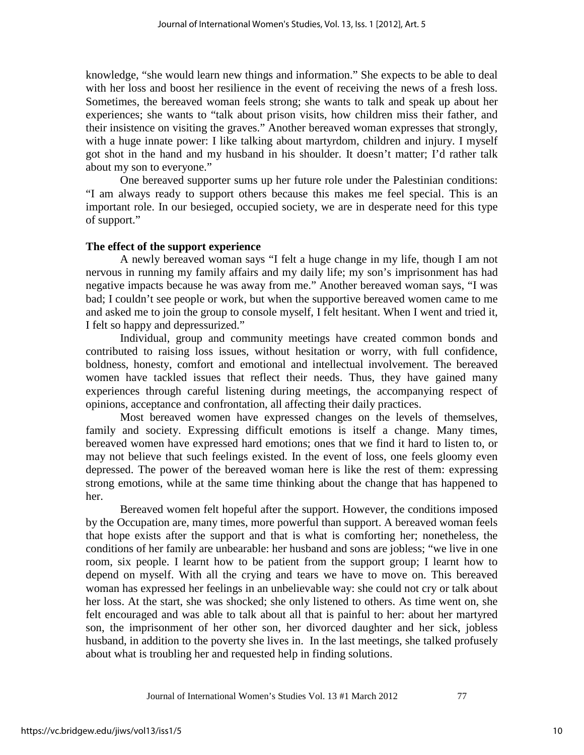knowledge, "she would learn new things and information." She expects to be able to deal with her loss and boost her resilience in the event of receiving the news of a fresh loss. Sometimes, the bereaved woman feels strong; she wants to talk and speak up about her experiences; she wants to "talk about prison visits, how children miss their father, and their insistence on visiting the graves." Another bereaved woman expresses that strongly, with a huge innate power: I like talking about martyrdom, children and injury. I myself got shot in the hand and my husband in his shoulder. It doesn't matter; I'd rather talk about my son to everyone."

One bereaved supporter sums up her future role under the Palestinian conditions: "I am always ready to support others because this makes me feel special. This is an important role. In our besieged, occupied society, we are in desperate need for this type of support."

**The effect of the support experience**

A newly bereaved woman says "I felt a huge change in my life, though I am not nervous in running my family affairs and my daily life; my son's imprisonment has had negative impacts because he was away from me." Another bereaved woman says, "I was bad; I couldn't see people or work, but when the supportive bereaved women came to me and asked me to join the group to console myself, I felt hesitant. When I went and tried it, I felt so happy and depressurized."

Individual, group and community meetings have created common bonds and contributed to raising loss issues, without hesitation or worry, with full confidence, boldness, honesty, comfort and emotional and intellectual involvement. The bereaved women have tackled issues that reflect their needs. Thus, they have gained many experiences through careful listening during meetings, the accompanying respect of opinions, acceptance and confrontation, all affecting their daily practices.

Most bereaved women have expressed changes on the levels of themselves, family and society. Expressing difficult emotions is itself a change. Many times, bereaved women have expressed hard emotions; ones that we find it hard to listen to, or may not believe that such feelings existed. In the event of loss, one feels gloomy even depressed. The power of the bereaved woman here is like the rest of them: expressing strong emotions, while at the same time thinking about the change that has happened to her.

Bereaved women felt hopeful after the support. However, the conditions imposed by the Occupation are, many times, more powerful than support. A bereaved woman feels that hope exists after the support and that is what is comforting her; nonetheless, the conditions of her family are unbearable: her husband and sons are jobless; "we live in one room, six people. I learnt how to be patient from the support group; I learnt how to depend on myself. With all the crying and tears we have to move on. This bereaved woman has expressed her feelings in an unbelievable way: she could not cry or talk about her loss. At the start, she was shocked; she only listened to others. As time went on, she felt encouraged and was able to talk about all that is painful to her: about her martyred son, the imprisonment of her other son, her divorced daughter and her sick, jobless husband, in addition to the poverty she lives in. In the last meetings, she talked profusely about what is troubling her and requested help in finding solutions.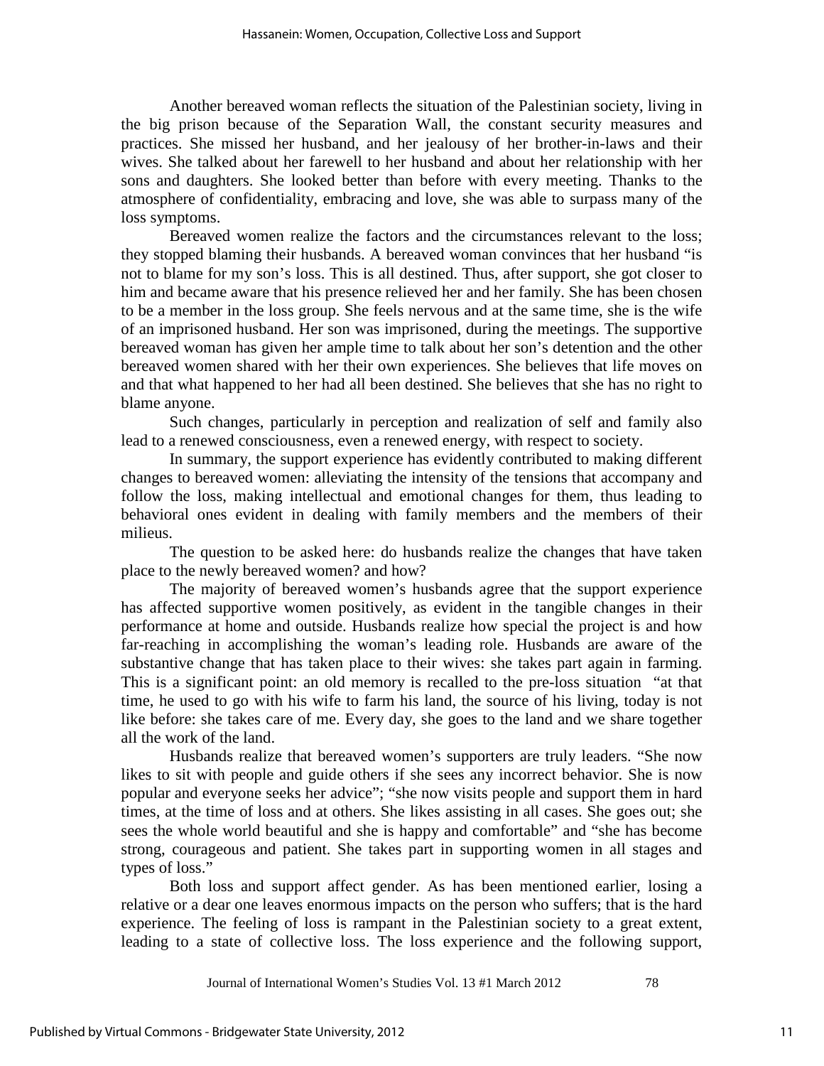Another bereaved woman reflects the situation of the Palestinian society, living in the big prison because of the Separation Wall, the constant security measures and practices. She missed her husband, and her jealousy of her brother-in-laws and their wives. She talked about her farewell to her husband and about her relationship with her sons and daughters. She looked better than before with every meeting. Thanks to the atmosphere of confidentiality, embracing and love, she was able to surpass many of the loss symptoms.

Bereaved women realize the factors and the circumstances relevant to the loss; they stopped blaming their husbands. A bereaved woman convinces that her husband "is not to blame for my son's loss. This is all destined. Thus, after support, she got closer to him and became aware that his presence relieved her and her family. She has been chosen to be a member in the loss group. She feels nervous and at the same time, she is the wife of an imprisoned husband. Her son was imprisoned, during the meetings. The supportive bereaved woman has given her ample time to talk about her son's detention and the other bereaved women shared with her their own experiences. She believes that life moves on and that what happened to her had all been destined. She believes that she has no right to blame anyone.

Such changes, particularly in perception and realization of self and family also lead to a renewed consciousness, even a renewed energy, with respect to society.

In summary, the support experience has evidently contributed to making different changes to bereaved women: alleviating the intensity of the tensions that accompany and follow the loss, making intellectual and emotional changes for them, thus leading to behavioral ones evident in dealing with family members and the members of their milieus.

The question to be asked here: do husbands realize the changes that have taken place to the newly bereaved women? and how?

The majority of bereaved women's husbands agree that the support experience has affected supportive women positively, as evident in the tangible changes in their performance at home and outside. Husbands realize how special the project is and how far-reaching in accomplishing the woman's leading role. Husbands are aware of the substantive change that has taken place to their wives: she takes part again in farming. This is a significant point: an old memory is recalled to the pre-loss situation "at that time, he used to go with his wife to farm his land, the source of his living, today is not like before: she takes care of me. Every day, she goes to the land and we share together all the work of the land.

Husbands realize that bereaved women's supporters are truly leaders. "She now likes to sit with people and guide others if she sees any incorrect behavior. She is now popular and everyone seeks her advice"; "she now visits people and support them in hard times, at the time of loss and at others. She likes assisting in all cases. She goes out; she sees the whole world beautiful and she is happy and comfortable" and "she has become strong, courageous and patient. She takes part in supporting women in all stages and types of loss."

Both loss and support affect gender. As has been mentioned earlier, losing a relative or a dear one leaves enormous impacts on the person who suffers; that is the hard experience. The feeling of loss is rampant in the Palestinian society to a great extent, leading to a state of collective loss. The loss experience and the following support,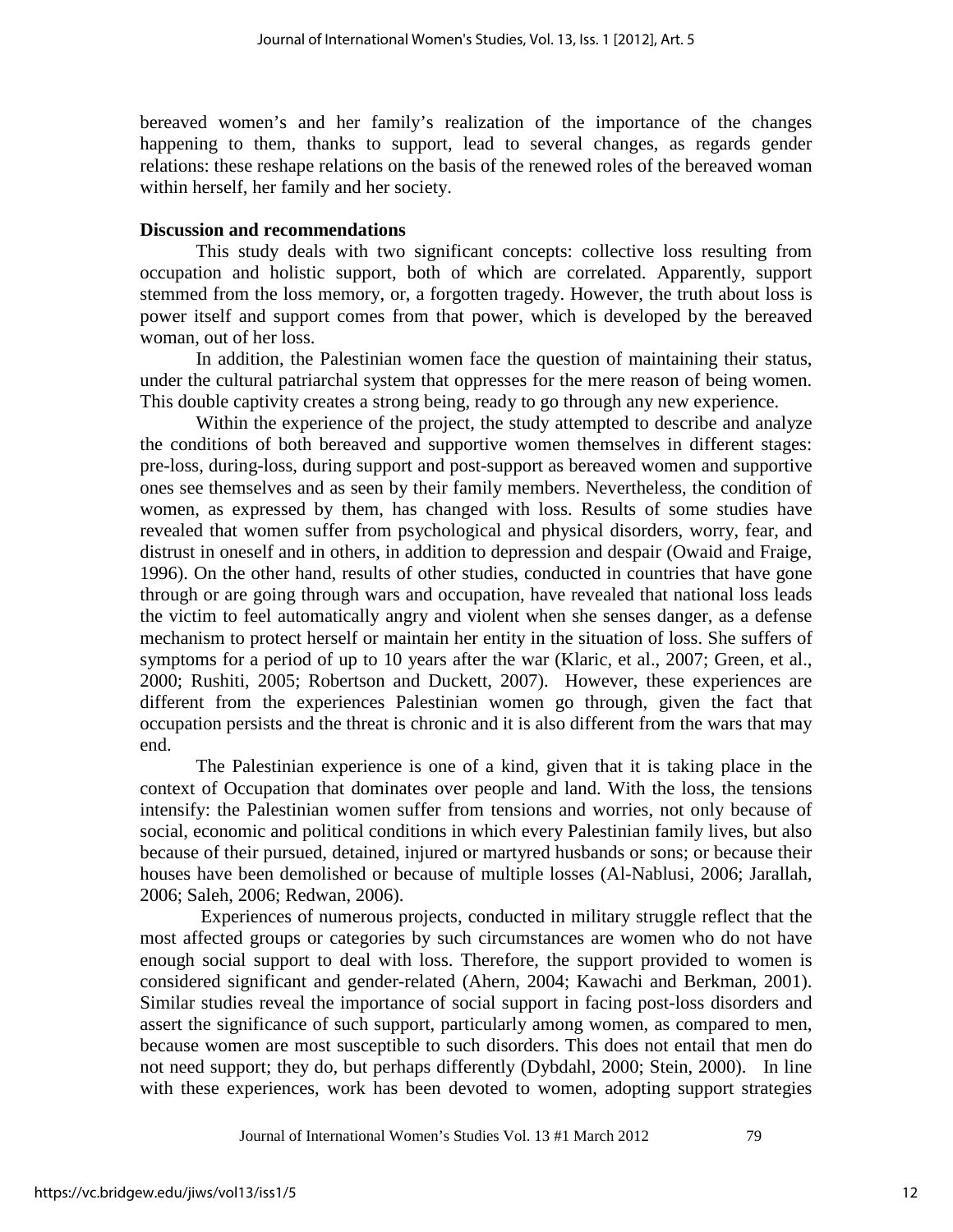bereaved women's and her family's realization of the importance of the changes happening to them, thanks to support, lead to several changes, as regards gender relations: these reshape relations on the basis of the renewed roles of the bereaved woman within herself, her family and her society.

**Discussion and recommendations**

This study deals with two significant concepts: collective loss resulting from occupation and holistic support, both of which are correlated. Apparently, support stemmed from the loss memory, or, a forgotten tragedy. However, the truth about loss is power itself and support comes from that power, which is developed by the bereaved woman, out of her loss.

In addition, the Palestinian women face the question of maintaining their status, under the cultural patriarchal system that oppresses for the mere reason of being women. This double captivity creates a strong being, ready to go through any new experience.

Within the experience of the project, the study attempted to describe and analyze the conditions of both bereaved and supportive women themselves in different stages: pre-loss, during-loss, during support and post-support as bereaved women and supportive ones see themselves and as seen by their family members. Nevertheless, the condition of women, as expressed by them, has changed with loss. Results of some studies have revealed that women suffer from psychological and physical disorders, worry, fear, and distrust in oneself and in others, in addition to depression and despair (Owaid and Fraige, 1996). On the other hand, results of other studies, conducted in countries that have gone through or are going through wars and occupation, have revealed that national loss leads the victim to feel automatically angry and violent when she senses danger, as a defense mechanism to protect herself or maintain her entity in the situation of loss. She suffers of symptoms for a period of up to 10 years after the war (Klaric, et al., 2007; Green, et al., 2000; Rushiti, 2005; Robertson and Duckett, 2007). However, these experiences are different from the experiences Palestinian women go through, given the fact that occupation persists and the threat is chronic and it is also different from the wars that may end.

The Palestinian experience is one of a kind, given that it is taking place in the context of Occupation that dominates over people and land. With the loss, the tensions intensify: the Palestinian women suffer from tensions and worries, not only because of social, economic and political conditions in which every Palestinian family lives, but also because of their pursued, detained, injured or martyred husbands or sons; or because their houses have been demolished or because of multiple losses (Al-Nablusi, 2006; Jarallah, 2006; Saleh, 2006; Redwan, 2006).

Experiences of numerous projects, conducted in military struggle reflect that the most affected groups or categories by such circumstances are women who do not have enough social support to deal with loss. Therefore, the support provided to women is considered significant and gender-related (Ahern, 2004; Kawachi and Berkman, 2001). Similar studies reveal the importance of social support in facing post-loss disorders and assert the significance of such support, particularly among women, as compared to men, because women are most susceptible to such disorders. This does not entail that men do not need support; they do, but perhaps differently (Dybdahl, 2000; Stein, 2000). In line with these experiences, work has been devoted to women, adopting support strategies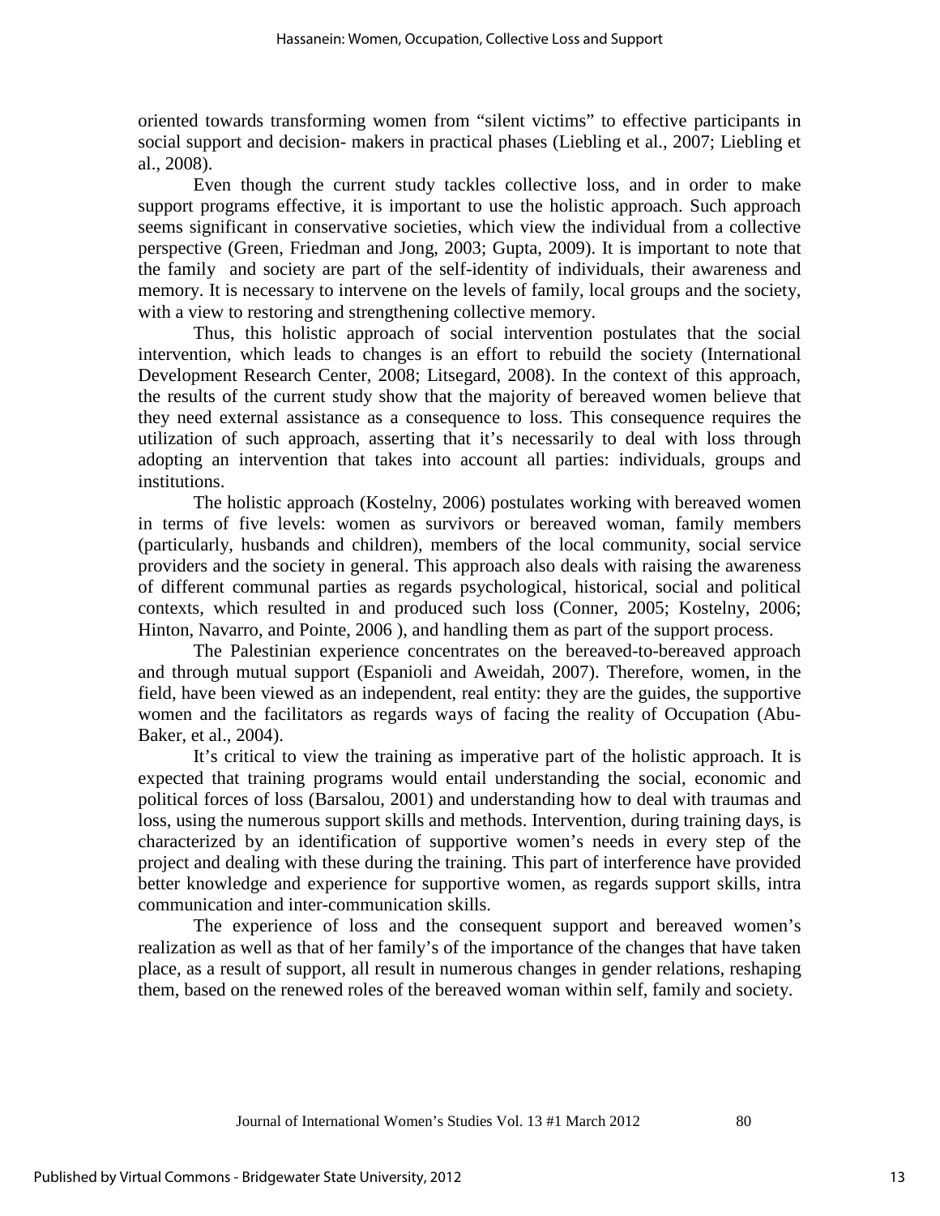oriented towards transforming women from "silent victims" to effective participants in social support and decision- makers in practical phases (Liebling et al., 2007; Liebling et al., 2008).

Even though the current study tackles collective loss, and in order to make support programs effective, it is important to use the holistic approach. Such approach seems significant in conservative societies, which view the individual from a collective perspective (Green, Friedman and Jong, 2003; Gupta, 2009). It is important to note that the family and society are part of the self-identity of individuals, their awareness and memory. It is necessary to intervene on the levels of family, local groups and the society, with a view to restoring and strengthening collective memory.

Thus, this holistic approach of social intervention postulates that the social intervention, which leads to changes is an effort to rebuild the society (International Development Research Center, 2008; Litsegard, 2008). In the context of this approach, the results of the current study show that the majority of bereaved women believe that they need external assistance as a consequence to loss. This consequence requires the utilization of such approach, asserting that it's necessarily to deal with loss through adopting an intervention that takes into account all parties: individuals, groups and institutions.

The holistic approach (Kostelny, 2006) postulates working with bereaved women in terms of five levels: women as survivors or bereaved woman, family members (particularly, husbands and children), members of the local community, social service providers and the society in general. This approach also deals with raising the awareness of different communal parties as regards psychological, historical, social and political contexts, which resulted in and produced such loss (Conner, 2005; Kostelny, 2006; Hinton, Navarro, and Pointe, 2006 ), and handling them as part of the support process.

The Palestinian experience concentrates on the bereaved-to-bereaved approach and through mutual support (Espanioli and Aweidah, 2007). Therefore, women, in the field, have been viewed as an independent, real entity: they are the guides, the supportive women and the facilitators as regards ways of facing the reality of Occupation (Abu-Baker, et al., 2004).

It's critical to view the training as imperative part of the holistic approach. It is expected that training programs would entail understanding the social, economic and political forces of loss (Barsalou, 2001) and understanding how to deal with traumas and loss, using the numerous support skills and methods. Intervention, during training days, is characterized by an identification of supportive women's needs in every step of the project and dealing with these during the training. This part of interference have provided better knowledge and experience for supportive women, as regards support skills, intra communication and inter-communication skills.

The experience of loss and the consequent support and bereaved women's realization as well as that of her family's of the importance of the changes that have taken place, as a result of support, all result in numerous changes in gender relations, reshaping them, based on the renewed roles of the bereaved woman within self, family and society.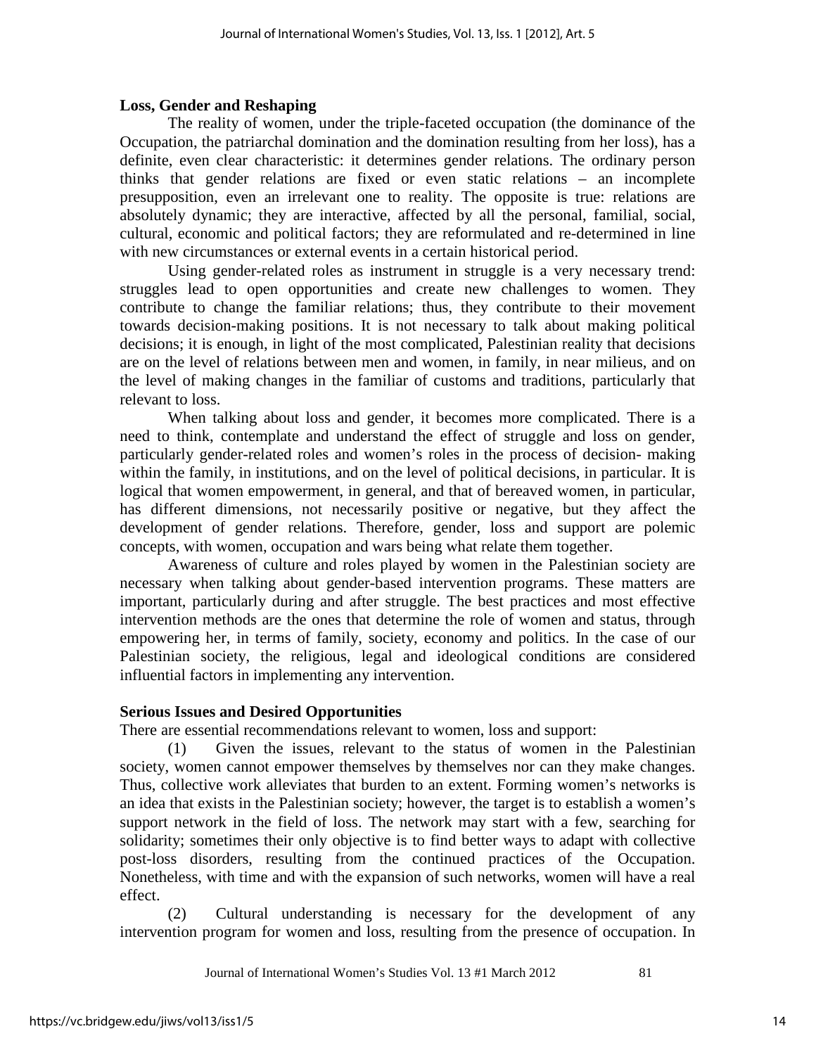**Loss, Gender and Reshaping**

The reality of women, under the triple-faceted occupation (the dominance of the Occupation, the patriarchal domination and the domination resulting from her loss), has a definite, even clear characteristic: it determines gender relations. The ordinary person thinks that gender relations are fixed or even static relations – an incomplete presupposition, even an irrelevant one to reality. The opposite is true: relations are absolutely dynamic; they are interactive, affected by all the personal, familial, social, cultural, economic and political factors; they are reformulated and re-determined in line with new circumstances or external events in a certain historical period.

Using gender-related roles as instrument in struggle is a very necessary trend: struggles lead to open opportunities and create new challenges to women. They contribute to change the familiar relations; thus, they contribute to their movement towards decision-making positions. It is not necessary to talk about making political decisions; it is enough, in light of the most complicated, Palestinian reality that decisions are on the level of relations between men and women, in family, in near milieus, and on the level of making changes in the familiar of customs and traditions, particularly that relevant to loss.

When talking about loss and gender, it becomes more complicated. There is a need to think, contemplate and understand the effect of struggle and loss on gender, particularly gender-related roles and women's roles in the process of decision- making within the family, in institutions, and on the level of political decisions, in particular. It is logical that women empowerment, in general, and that of bereaved women, in particular, has different dimensions, not necessarily positive or negative, but they affect the development of gender relations. Therefore, gender, loss and support are polemic concepts, with women, occupation and wars being what relate them together.

Awareness of culture and roles played by women in the Palestinian society are necessary when talking about gender-based intervention programs. These matters are important, particularly during and after struggle. The best practices and most effective intervention methods are the ones that determine the role of women and status, through empowering her, in terms of family, society, economy and politics. In the case of our Palestinian society, the religious, legal and ideological conditions are considered influential factors in implementing any intervention.

**Serious Issues and Desired Opportunities**

There are essential recommendations relevant to women, loss and support:

(1) Given the issues, relevant to the status of women in the Palestinian society, women cannot empower themselves by themselves nor can they make changes. Thus, collective work alleviates that burden to an extent. Forming women's networks is an idea that exists in the Palestinian society; however, the target is to establish a women's support network in the field of loss. The network may start with a few, searching for solidarity; sometimes their only objective is to find better ways to adapt with collective post-loss disorders, resulting from the continued practices of the Occupation. Nonetheless, with time and with the expansion of such networks, women will have a real effect.

(2) Cultural understanding is necessary for the development of any intervention program for women and loss, resulting from the presence of occupation. In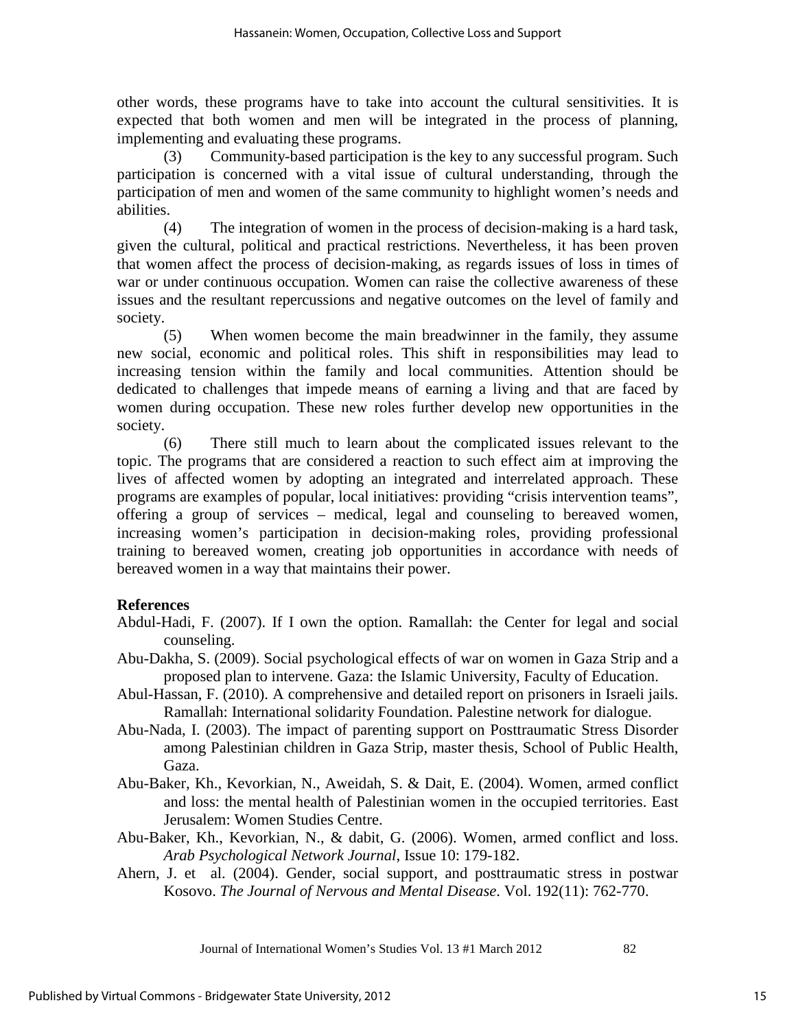other words, these programs have to take into account the cultural sensitivities. It is expected that both women and men will be integrated in the process of planning, implementing and evaluating these programs.

(3) Community-based participation is the key to any successful program. Such participation is concerned with a vital issue of cultural understanding, through the participation of men and women of the same community to highlight women's needs and abilities.

(4) The integration of women in the process of decision-making is a hard task, given the cultural, political and practical restrictions. Nevertheless, it has been proven that women affect the process of decision-making, as regards issues of loss in times of war or under continuous occupation. Women can raise the collective awareness of these issues and the resultant repercussions and negative outcomes on the level of family and society.

(5) When women become the main breadwinner in the family, they assume new social, economic and political roles. This shift in responsibilities may lead to increasing tension within the family and local communities. Attention should be dedicated to challenges that impede means of earning a living and that are faced by women during occupation. These new roles further develop new opportunities in the society.

(6) There still much to learn about the complicated issues relevant to the topic. The programs that are considered a reaction to such effect aim at improving the lives of affected women by adopting an integrated and interrelated approach. These programs are examples of popular, local initiatives: providing "crisis intervention teams", offering a group of services – medical, legal and counseling to bereaved women, increasing women's participation in decision-making roles, providing professional training to bereaved women, creating job opportunities in accordance with needs of bereaved women in a way that maintains their power.

**References**

Abdul-Hadi, F. (2007). If I own the option. Ramallah: the Center for legal and social counseling.

Abu-Dakha, S. (2009). Social psychological effects of war on women in Gaza Strip and a proposed plan to intervene. Gaza: the Islamic University, Faculty of Education.

Abul-Hassan, F. (2010). A comprehensive and detailed report on prisoners in Israeli jails. Ramallah: International solidarity Foundation. Palestine network for dialogue.

Abu-Nada, I. (2003). The impact of parenting support on Posttraumatic Stress Disorder among Palestinian children in Gaza Strip, master thesis, School of Public Health, Gaza.

Abu-Baker, Kh., Kevorkian, N., Aweidah, S. & Dait, E. (2004). Women, armed conflict and loss: the mental health of Palestinian women in the occupied territories. East Jerusalem: Women Studies Centre.

Abu-Baker, Kh., Kevorkian, N., & dabit, G. (2006). Women, armed conflict and loss. *Arab Psychological Network Journal*, Issue 10: 179-182.

Ahern, J. et al. (2004). Gender, social support, and posttraumatic stress in postwar Kosovo. *The Journal of Nervous and Mental Disease*. Vol. 192(11): 762-770.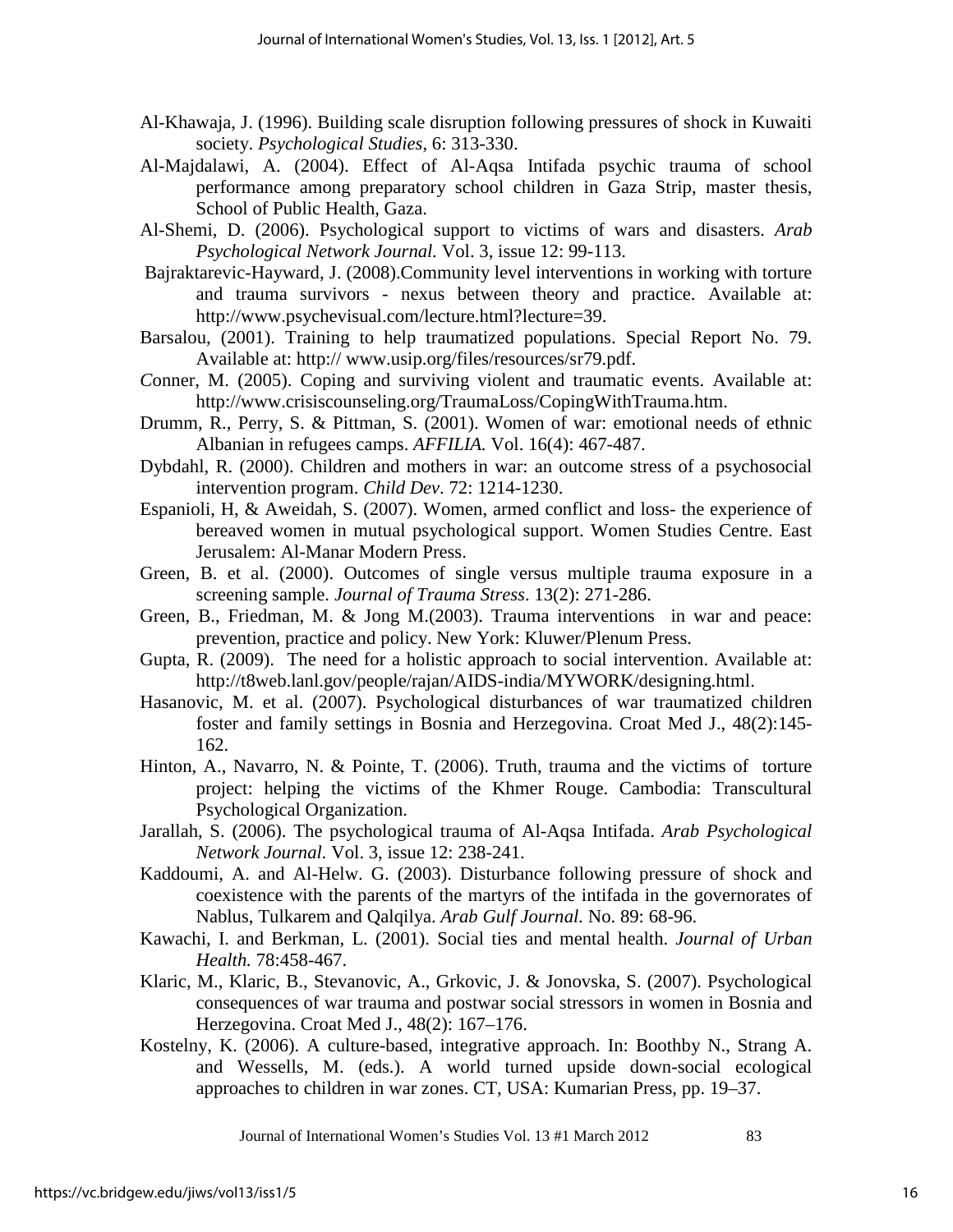Al-Khawaja, J. (1996). Building scale disruption following pressures of shock in Kuwaiti society. *Psychological Studies,* 6: 313-330.

Al-Majdalawi, A. (2004). Effect of Al-Aqsa Intifada psychic trauma of school performance among preparatory school children in Gaza Strip, master thesis, School of Public Health, Gaza.

Al-Shemi, D. (2006). Psychological support to victims of wars and disasters. *Arab Psychological Network Journal.* Vol. 3, issue 12: 99-113.

Bajraktarevic-Hayward, J. (2008).Community level interventions in working with torture and trauma survivors - nexus between theory and practice. Available at: http://www.psychevisual.com/lecture.html?lecture=39.

Barsalou, (2001). Training to help traumatized populations. Special Report No. 79. Available at: http:// www.usip.org/files/resources/sr79.pdf.

*C*onner, M. (2005). Coping and surviving violent and traumatic events. Available at: http://www.crisiscounseling.org/TraumaLoss/CopingWithTrauma.htm.

Drumm, R., Perry, S. & Pittman, S. (2001). Women of war: emotional needs of ethnic Albanian in refugees camps. *AFFILIA.* Vol. 16(4): 467-487.

Dybdahl, R. (2000). Children and mothers in war: an outcome stress of a psychosocial intervention program. *Child Dev*. 72: 1214-1230.

Espanioli, H, & Aweidah, S. (2007). Women, armed conflict and loss- the experience of bereaved women in mutual psychological support. Women Studies Centre. East Jerusalem: Al-Manar Modern Press.

Green, B. et al. (2000). Outcomes of single versus multiple trauma exposure in a screening sample. *Journal of Trauma Stress*. 13(2): 271-286.

Green, B., Friedman, M. & Jong M.(2003). Trauma interventions in war and peace: prevention, practice and policy. New York: Kluwer/Plenum Press.

Gupta, R. (2009). The need for a holistic approach to social intervention. Available at: http://t8web.lanl.gov/people/rajan/AIDS-india/MYWORK/designing.html.

Hasanovic, M. et al. (2007). Psychological disturbances of war traumatized children foster and family settings in Bosnia and Herzegovina. Croat Med J., 48(2):145-162.

Hinton, A., Navarro, N. & Pointe, T. (2006). Truth, trauma and the victims of torture project: helping the victims of the Khmer Rouge. Cambodia: Transcultural Psychological Organization.

Jarallah, S. (2006). The psychological trauma of Al-Aqsa Intifada. *Arab Psychological Network Journal.* Vol. 3, issue 12: 238-241.

Kaddoumi, A. and Al-Helw. G. (2003). Disturbance following pressure of shock and coexistence with the parents of the martyrs of the intifada in the governorates of Nablus, Tulkarem and Qalqilya. *Arab Gulf Journal.* No. 89: 68-96.

Kawachi, I. and Berkman, L. (2001). Social ties and mental health. *Journal of Urban Health.* 78:458-467.

Klaric, M., Klaric, B., Stevanovic, A., Grkovic, J. & Jonovska, S. (2007). Psychological consequences of war trauma and postwar social stressors in women in Bosnia and Herzegovina. Croat Med J., 48(2): 167–176.

Kostelny, K. (2006). A culture-based, integrative approach. In: Boothby N., Strang A. and Wessells, M. (eds.). A world turned upside down-social ecological approaches to children in war zones. CT, USA: Kumarian Press, pp. 19–37.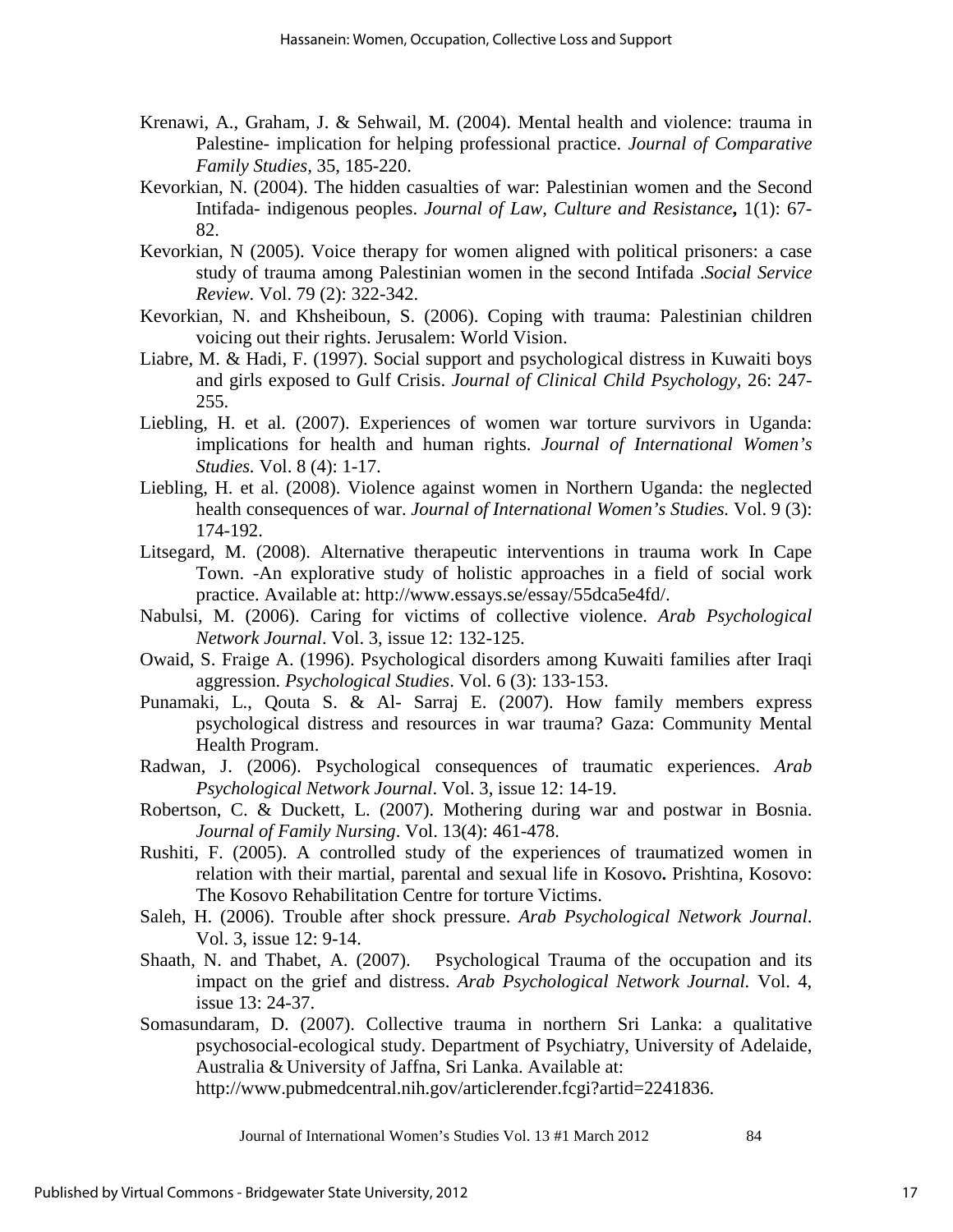Krenawi, A., Graham, J. & Sehwail, M. (2004). Mental health and violence: trauma in Palestine- implication for helping professional practice. *Journal of Comparative Family Studies*, 35, 185-220.

Kevorkian, N. (2004). The hidden casualties of war: Palestinian women and the Second Intifada- indigenous peoples. *Journal of Law, Culture and Resistance***,** 1(1): 67-82.

Kevorkian, N (2005). Voice therapy for women aligned with political prisoners: a case study of trauma among Palestinian women in the second Intifada .*Social Service Review.* Vol. 79 (2): 322-342.

Kevorkian, N. and Khsheiboun, S. (2006). Coping with trauma: Palestinian children voicing out their rights. Jerusalem: World Vision.

Liabre, M. & Hadi, F. (1997). Social support and psychological distress in Kuwaiti boys and girls exposed to Gulf Crisis. *Journal of Clinical Child Psychology*, 26: 247-255.

Liebling, H. et al. (2007). Experiences of women war torture survivors in Uganda: implications for health and human rights. *Journal of International Women's Studies.* Vol. 8 (4): 1-17.

Liebling, H. et al. (2008). Violence against women in Northern Uganda: the neglected health consequences of war. *Journal of International Women's Studies.* Vol. 9 (3): 174-192.

Litsegard, M. (2008). Alternative therapeutic interventions in trauma work In Cape Town. -An explorative study of holistic approaches in a field of social work practice. Available at: http://www.essays.se/essay/55dca5e4fd/.

Nabulsi, M. (2006). Caring for victims of collective violence. *Arab Psychological Network Journal*. Vol. 3, issue 12: 132-125.

Owaid, S. Fraige A. (1996). Psychological disorders among Kuwaiti families after Iraqi aggression. *Psychological Studies*. Vol. 6 (3): 133-153.

Punamaki, L., Qouta S. & Al- Sarraj E. (2007). How family members express psychological distress and resources in war trauma? Gaza: Community Mental Health Program.

Radwan, J. (2006). Psychological consequences of traumatic experiences. *Arab Psychological Network Journal*. Vol. 3, issue 12: 14-19.

Robertson, C. & Duckett, L. (2007). Mothering during war and postwar in Bosnia. *Journal of Family Nursing*. Vol. 13(4): 461-478.

Rushiti, F. (2005). A controlled study of the experiences of traumatized women in relation with their martial, parental and sexual life in Kosovo**.** Prishtina, Kosovo: The Kosovo Rehabilitation Centre for torture Victims.

Saleh, H. (2006). Trouble after shock pressure. *Arab Psychological Network Journal*. Vol. 3, issue 12: 9-14.

Shaath, N. and Thabet, A. (2007). Psychological Trauma of the occupation and its impact on the grief and distress. *Arab Psychological Network Journal.* Vol. 4, issue 13: 24-37.

Somasundaram, D. (2007). Collective trauma in northern Sri Lanka: a qualitative psychosocial-ecological study. Department of Psychiatry, University of Adelaide, Australia & University of Jaffna, Sri Lanka. Available at: http://www.pubmedcentral.nih.gov/articlerender.fcgi?artid=2241836.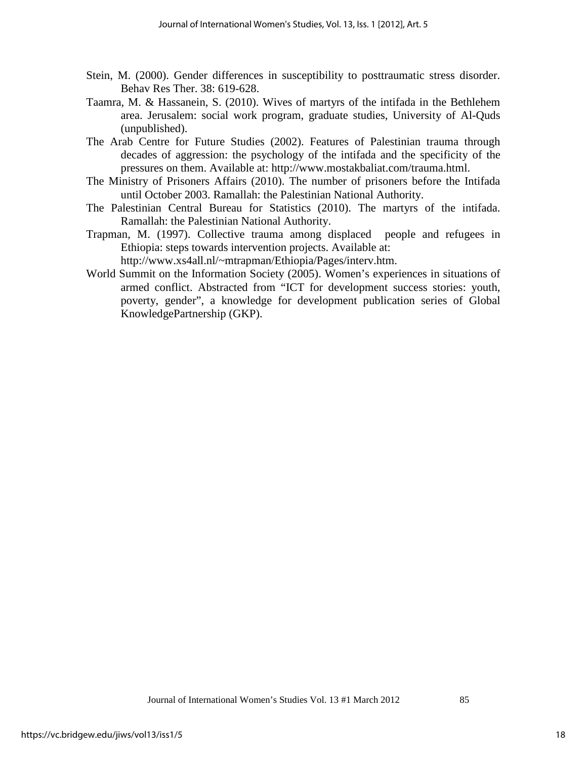Stein, M. (2000). Gender differences in susceptibility to posttraumatic stress disorder. Behav Res Ther. 38: 619-628.

Taamra, M. & Hassanein, S. (2010). Wives of martyrs of the intifada in the Bethlehem area. Jerusalem: social work program, graduate studies, University of Al-Quds (unpublished).

The Arab Centre for Future Studies (2002). Features of Palestinian trauma through decades of aggression: the psychology of the intifada and the specificity of the pressures on them. Available at: http://www.mostakbaliat.com/trauma.html.

The Ministry of Prisoners Affairs (2010). The number of prisoners before the Intifada until October 2003. Ramallah: the Palestinian National Authority.

The Palestinian Central Bureau for Statistics (2010). The martyrs of the intifada. Ramallah: the Palestinian National Authority.

Trapman, M. (1997). Collective trauma among displaced people and refugees in Ethiopia: steps towards intervention projects. Available at: http://www.xs4all.nl/~mtrapman/Ethiopia/Pages/interv.htm.

World Summit on the Information Society (2005). Women's experiences in situations of armed conflict. Abstracted from "ICT for development success stories: youth, poverty, gender", a knowledge for development publication series of Global KnowledgePartnership (GKP).